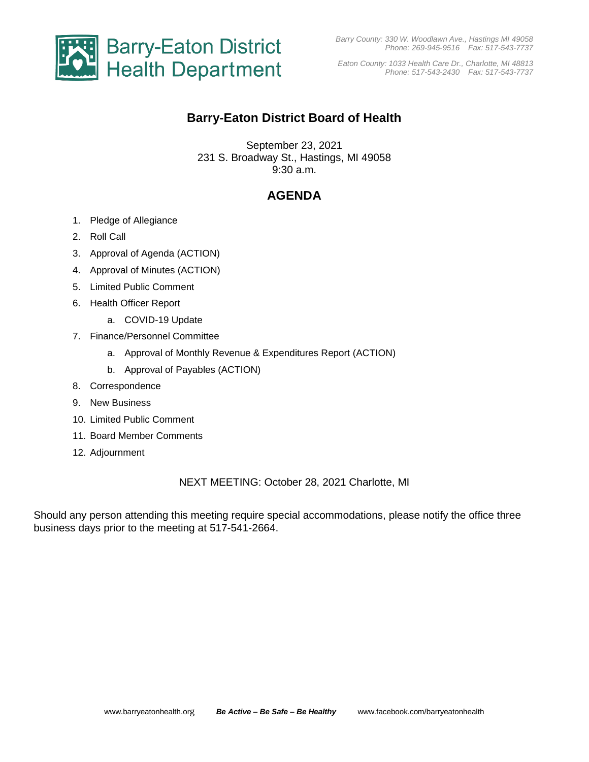Barry-Eaton District Health Department

*Barry County: 330 W. Woodlawn Ave., Hastings MI 49058*
*Phone: 269-945-9516 Fax: 517-543-7737*

*Eaton County: 1033 Health Care Dr., Charlotte, MI 48813*
*Phone: 517-543-2430 Fax: 517-543-7737*

# Barry-Eaton District Board of Health

September 23, 2021
231 S. Broadway St., Hastings, MI 49058
9:30 a.m.

## AGENDA

1. Pledge of Allegiance
2. Roll Call
3. Approval of Agenda (ACTION)
4. Approval of Minutes (ACTION)
5. Limited Public Comment
6. Health Officer Report
   a. COVID-19 Update
7. Finance/Personnel Committee
   a. Approval of Monthly Revenue & Expenditures Report (ACTION)
   b. Approval of Payables (ACTION)
8. Correspondence
9. New Business
10. Limited Public Comment
11. Board Member Comments
12. Adjournment

NEXT MEETING: October 28, 2021 Charlotte, MI

Should any person attending this meeting require special accommodations, please notify the office three business days prior to the meeting at 517-541-2664.

www.barryeatonhealth.org ***Be Active – Be Safe – Be Healthy*** www.facebook.com/barryeatonhealth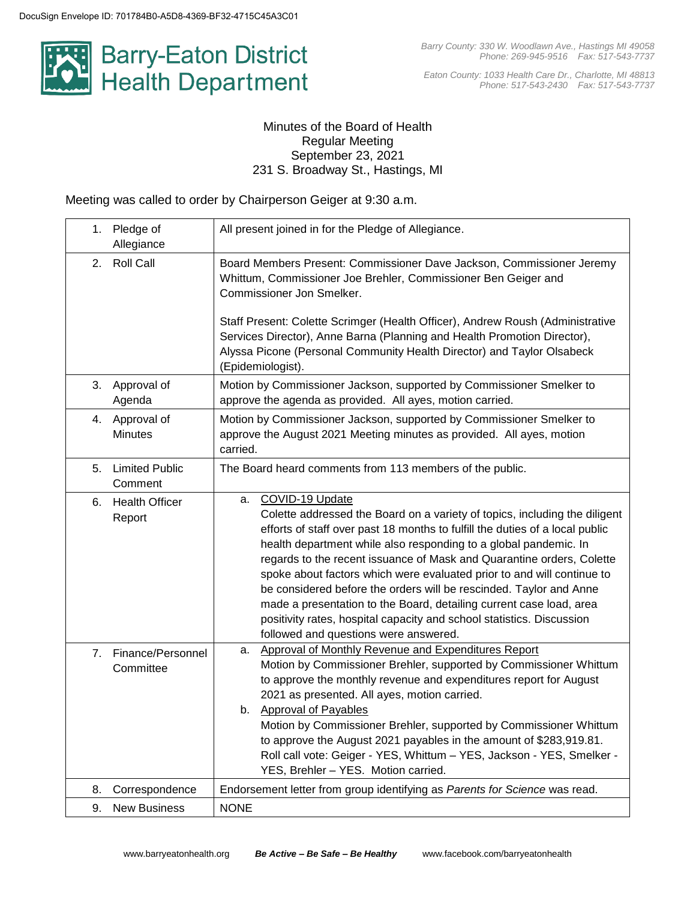DocuSign Envelope ID: 701784B0-A5D8-4369-BF32-4715C45A3C01

# Barry-Eaton District Health Department

*Barry County: 330 W. Woodlawn Ave., Hastings MI 49058*
*Phone: 269-945-9516 Fax: 517-543-7737*

*Eaton County: 1033 Health Care Dr., Charlotte, MI 48813*
*Phone: 517-543-2430 Fax: 517-543-7737*

Minutes of the Board of Health
Regular Meeting
September 23, 2021
231 S. Broadway St., Hastings, MI

Meeting was called to order by Chairperson Geiger at 9:30 a.m.

| | |
|---|---|
| 1. Pledge of Allegiance | All present joined in for the Pledge of Allegiance. |
| 2. Roll Call | Board Members Present: Commissioner Dave Jackson, Commissioner Jeremy Whittum, Commissioner Joe Brehler, Commissioner Ben Geiger and Commissioner Jon Smelker.<br><br>Staff Present: Colette Scrimger (Health Officer), Andrew Roush (Administrative Services Director), Anne Barna (Planning and Health Promotion Director), Alyssa Picone (Personal Community Health Director) and Taylor Olsabeck (Epidemiologist). |
| 3. Approval of Agenda | Motion by Commissioner Jackson, supported by Commissioner Smelker to approve the agenda as provided. All ayes, motion carried. |
| 4. Approval of Minutes | Motion by Commissioner Jackson, supported by Commissioner Smelker to approve the August 2021 Meeting minutes as provided. All ayes, motion carried. |
| 5. Limited Public Comment | The Board heard comments from 113 members of the public. |
| 6. Health Officer Report | a. <u>COVID-19 Update</u><br>Colette addressed the Board on a variety of topics, including the diligent efforts of staff over past 18 months to fulfill the duties of a local public health department while also responding to a global pandemic. In regards to the recent issuance of Mask and Quarantine orders, Colette spoke about factors which were evaluated prior to and will continue to be considered before the orders will be rescinded. Taylor and Anne made a presentation to the Board, detailing current case load, area positivity rates, hospital capacity and school statistics. Discussion followed and questions were answered. |
| 7. Finance/Personnel Committee | a. <u>Approval of Monthly Revenue and Expenditures Report</u><br>Motion by Commissioner Brehler, supported by Commissioner Whittum to approve the monthly revenue and expenditures report for August 2021 as presented. All ayes, motion carried.<br>b. <u>Approval of Payables</u><br>Motion by Commissioner Brehler, supported by Commissioner Whittum to approve the August 2021 payables in the amount of $283,919.81. Roll call vote: Geiger - YES, Whittum – YES, Jackson - YES, Smelker - YES, Brehler – YES. Motion carried. |
| 8. Correspondence | Endorsement letter from group identifying as *Parents for Science* was read. |
| 9. New Business | NONE |

www.barryeatonhealth.org ***Be Active – Be Safe – Be Healthy*** www.facebook.com/barryeatonhealth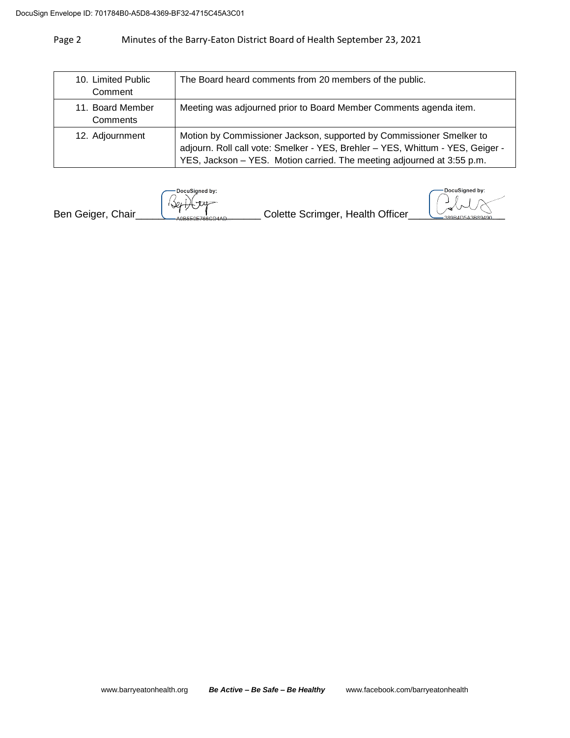| | |
|---|---|
| 10. Limited Public Comment | The Board heard comments from 20 members of the public. |
| 11. Board Member Comments | Meeting was adjourned prior to Board Member Comments agenda item. |
| 12. Adjournment | Motion by Commissioner Jackson, supported by Commissioner Smelker to adjourn. Roll call vote: Smelker - YES, Brehler – YES, Whittum - YES, Geiger - YES, Jackson – YES. Motion carried. The meeting adjourned at 3:55 p.m. |

Ben Geiger, Chair___________________ Colette Scrimger, Health Officer___________________